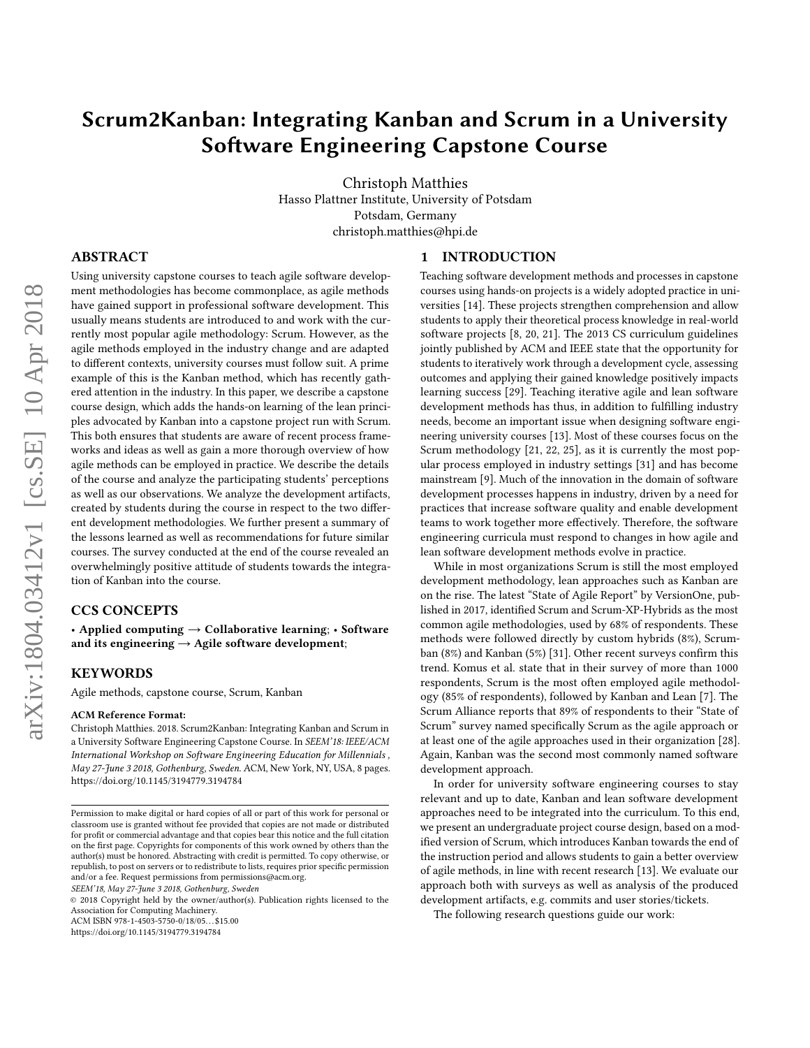# Scrum2Kanban: Integrating Kanban and Scrum in a University Software Engineering Capstone Course

Christoph Matthies
Hasso Plattner Institute, University of Potsdam
Potsdam, Germany
christoph.matthies@hpi.de

## ABSTRACT

Using university capstone courses to teach agile software development methodologies has become commonplace, as agile methods have gained support in professional software development. This usually means students are introduced to and work with the currently most popular agile methodology: Scrum. However, as the agile methods employed in the industry change and are adapted to different contexts, university courses must follow suit. A prime example of this is the Kanban method, which has recently gathered attention in the industry. In this paper, we describe a capstone course design, which adds the hands-on learning of the lean principles advocated by Kanban into a capstone project run with Scrum. This both ensures that students are aware of recent process frameworks and ideas as well as gain a more thorough overview of how agile methods can be employed in practice. We describe the details of the course and analyze the participating students' perceptions as well as our observations. We analyze the development artifacts, created by students during the course in respect to the two different development methodologies. We further present a summary of the lessons learned as well as recommendations for future similar courses. The survey conducted at the end of the course revealed an overwhelmingly positive attitude of students towards the integration of Kanban into the course.

## CCS CONCEPTS

• **Applied computing → Collaborative learning**; • **Software and its engineering → Agile software development**;

## KEYWORDS

Agile methods, capstone course, Scrum, Kanban

**ACM Reference Format:**
Christoph Matthies. 2018. Scrum2Kanban: Integrating Kanban and Scrum in a University Software Engineering Capstone Course. In *SEEM'18: IEEE/ACM International Workshop on Software Engineering Education for Millennials, May 27-June 3 2018, Gothenburg, Sweden.* ACM, New York, NY, USA, 8 pages. https://doi.org/10.1145/3194779.3194784

Permission to make digital or hard copies of all or part of this work for personal or classroom use is granted without fee provided that copies are not made or distributed for profit or commercial advantage and that copies bear this notice and the full citation on the first page. Copyrights for components of this work owned by others than the author(s) must be honored. Abstracting with credit is permitted. To copy otherwise, or republish, to post on servers or to redistribute to lists, requires prior specific permission and/or a fee. Request permissions from permissions@acm.org.
*SEEM'18, May 27-June 3 2018, Gothenburg, Sweden*
© 2018 Copyright held by the owner/author(s). Publication rights licensed to the Association for Computing Machinery.
ACM ISBN 978-1-4503-5750-0/18/05…$15.00
https://doi.org/10.1145/3194779.3194784

## 1 INTRODUCTION

Teaching software development methods and processes in capstone courses using hands-on projects is a widely adopted practice in universities [14]. These projects strengthen comprehension and allow students to apply their theoretical process knowledge in real-world software projects [8, 20, 21]. The 2013 CS curriculum guidelines jointly published by ACM and IEEE state that the opportunity for students to iteratively work through a development cycle, assessing outcomes and applying their gained knowledge positively impacts learning success [29]. Teaching iterative agile and lean software development methods has thus, in addition to fulfilling industry needs, become an important issue when designing software engineering university courses [13]. Most of these courses focus on the Scrum methodology [21, 22, 25], as it is currently the most popular process employed in industry settings [31] and has become mainstream [9]. Much of the innovation in the domain of software development processes happens in industry, driven by a need for practices that increase software quality and enable development teams to work together more effectively. Therefore, the software engineering curricula must respond to changes in how agile and lean software development methods evolve in practice.

While in most organizations Scrum is still the most employed development methodology, lean approaches such as Kanban are on the rise. The latest "State of Agile Report" by VersionOne, published in 2017, identified Scrum and Scrum-XP-Hybrids as the most common agile methodologies, used by 68% of respondents. These methods were followed directly by custom hybrids (8%), Scrumban (8%) and Kanban (5%) [31]. Other recent surveys confirm this trend. Komus et al. state that in their survey of more than 1000 respondents, Scrum is the most often employed agile methodology (85% of respondents), followed by Kanban and Lean [7]. The Scrum Alliance reports that 89% of respondents to their "State of Scrum" survey named specifically Scrum as the agile approach or at least one of the agile approaches used in their organization [28]. Again, Kanban was the second most commonly named software development approach.

In order for university software engineering courses to stay relevant and up to date, Kanban and lean software development approaches need to be integrated into the curriculum. To this end, we present an undergraduate project course design, based on a modified version of Scrum, which introduces Kanban towards the end of the instruction period and allows students to gain a better overview of agile methods, in line with recent research [13]. We evaluate our approach both with surveys as well as analysis of the produced development artifacts, e.g. commits and user stories/tickets.

The following research questions guide our work: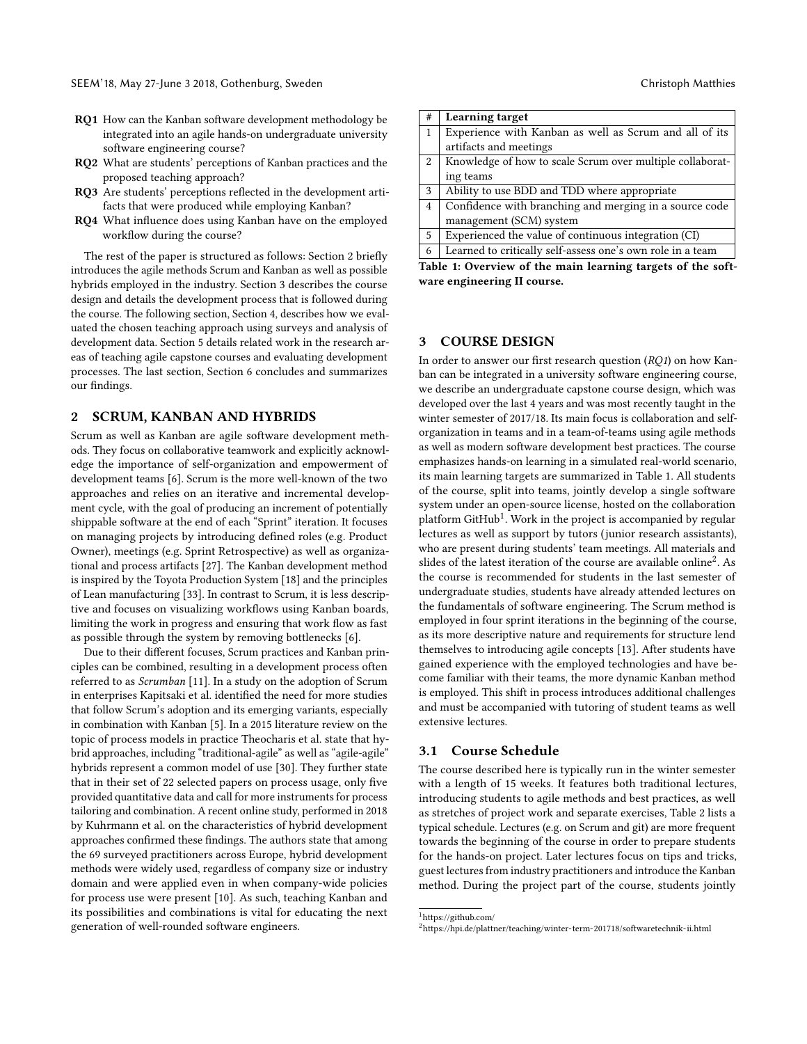**RQ1** How can the Kanban software development methodology be integrated into an agile hands-on undergraduate university software engineering course?

**RQ2** What are students' perceptions of Kanban practices and the proposed teaching approach?

**RQ3** Are students' perceptions reflected in the development artifacts that were produced while employing Kanban?

**RQ4** What influence does using Kanban have on the employed workflow during the course?

The rest of the paper is structured as follows: Section 2 briefly introduces the agile methods Scrum and Kanban as well as possible hybrids employed in the industry. Section 3 describes the course design and details the development process that is followed during the course. The following section, Section 4, describes how we evaluated the chosen teaching approach using surveys and analysis of development data. Section 5 details related work in the research areas of teaching agile capstone courses and evaluating development processes. The last section, Section 6 concludes and summarizes our findings.

## 2 SCRUM, KANBAN AND HYBRIDS

Scrum as well as Kanban are agile software development methods. They focus on collaborative teamwork and explicitly acknowledge the importance of self-organization and empowerment of development teams [6]. Scrum is the more well-known of the two approaches and relies on an iterative and incremental development cycle, with the goal of producing an increment of potentially shippable software at the end of each "Sprint" iteration. It focuses on managing projects by introducing defined roles (e.g. Product Owner), meetings (e.g. Sprint Retrospective) as well as organizational and process artifacts [27]. The Kanban development method is inspired by the Toyota Production System [18] and the principles of Lean manufacturing [33]. In contrast to Scrum, it is less descriptive and focuses on visualizing workflows using Kanban boards, limiting the work in progress and ensuring that work flow as fast as possible through the system by removing bottlenecks [6].

Due to their different focuses, Scrum practices and Kanban principles can be combined, resulting in a development process often referred to as *Scrumban* [11]. In a study on the adoption of Scrum in enterprises Kapitsaki et al. identified the need for more studies that follow Scrum's adoption and its emerging variants, especially in combination with Kanban [5]. In a 2015 literature review on the topic of process models in practice Theocharis et al. state that hybrid approaches, including "traditional-agile" as well as "agile-agile" hybrids represent a common model of use [30]. They further state that in their set of 22 selected papers on process usage, only five provided quantitative data and call for more instruments for process tailoring and combination. A recent online study, performed in 2018 by Kuhrmann et al. on the characteristics of hybrid development approaches confirmed these findings. The authors state that among the 69 surveyed practitioners across Europe, hybrid development methods were widely used, regardless of company size or industry domain and were applied even in when company-wide policies for process use were present [10]. As such, teaching Kanban and its possibilities and combinations is vital for educating the next generation of well-rounded software engineers.

| # | Learning target |
|---|---|
| 1 | Experience with Kanban as well as Scrum and all of its artifacts and meetings |
| 2 | Knowledge of how to scale Scrum over multiple collaborating teams |
| 3 | Ability to use BDD and TDD where appropriate |
| 4 | Confidence with branching and merging in a source code management (SCM) system |
| 5 | Experienced the value of continuous integration (CI) |
| 6 | Learned to critically self-assess one's own role in a team |

**Table 1: Overview of the main learning targets of the software engineering II course.**

## 3 COURSE DESIGN

In order to answer our first research question (*RQ1*) on how Kanban can be integrated in a university software engineering course, we describe an undergraduate capstone course design, which was developed over the last 4 years and was most recently taught in the winter semester of 2017/18. Its main focus is collaboration and self-organization in teams and in a team-of-teams using agile methods as well as modern software development best practices. The course emphasizes hands-on learning in a simulated real-world scenario, its main learning targets are summarized in Table 1. All students of the course, split into teams, jointly develop a single software system under an open-source license, hosted on the collaboration platform GitHub[1]. Work in the project is accompanied by regular lectures as well as support by tutors (junior research assistants), who are present during students' team meetings. All materials and slides of the latest iteration of the course are available online[2]. As the course is recommended for students in the last semester of undergraduate studies, students have already attended lectures on the fundamentals of software engineering. The Scrum method is employed in four sprint iterations in the beginning of the course, as its more descriptive nature and requirements for structure lend themselves to introducing agile concepts [13]. After students have gained experience with the employed technologies and have become familiar with their teams, the more dynamic Kanban method is employed. This shift in process introduces additional challenges and must be accompanied with tutoring of student teams as well extensive lectures.

### 3.1 Course Schedule

The course described here is typically run in the winter semester with a length of 15 weeks. It features both traditional lectures, introducing students to agile methods and best practices, as well as stretches of project work and separate exercises, Table 2 lists a typical schedule. Lectures (e.g. on Scrum and git) are more frequent towards the beginning of the course in order to prepare students for the hands-on project. Later lectures focus on tips and tricks, guest lectures from industry practitioners and introduce the Kanban method. During the project part of the course, students jointly

[1] https://github.com/

[2] https://hpi.de/plattner/teaching/winter-term-201718/softwaretechnik-ii.html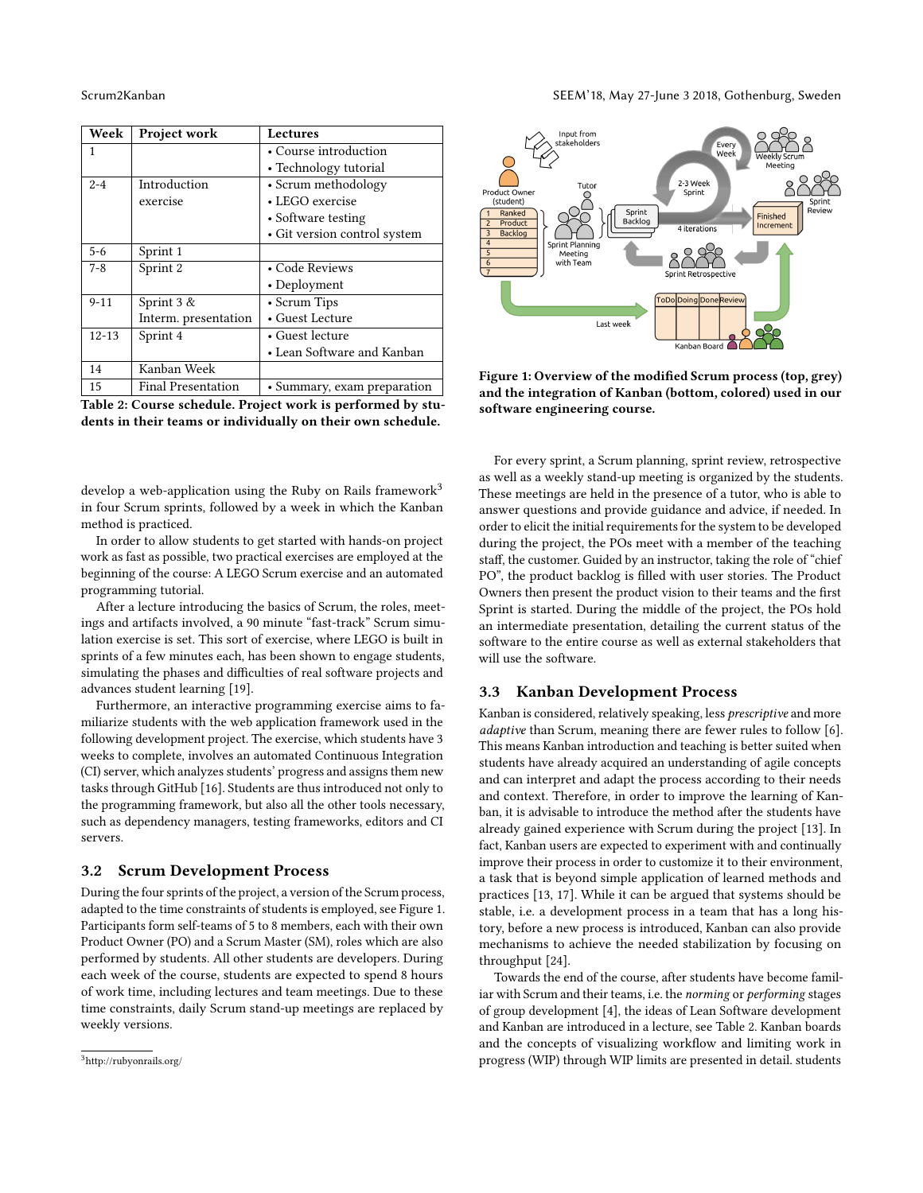| Week | Project work | Lectures |
|---|---|---|
| 1 | | • Course introduction<br>• Technology tutorial |
| 2-4 | Introduction exercise | • Scrum methodology<br>• LEGO exercise<br>• Software testing<br>• Git version control system |
| 5-6 | Sprint 1 | |
| 7-8 | Sprint 2 | • Code Reviews<br>• Deployment |
| 9-11 | Sprint 3 & Interm. presentation | • Scrum Tips<br>• Guest Lecture |
| 12-13 | Sprint 4 | • Guest lecture<br>• Lean Software and Kanban |
| 14 | Kanban Week | |
| 15 | Final Presentation | • Summary, exam preparation |

**Table 2: Course schedule. Project work is performed by students in their teams or individually on their own schedule.**

develop a web-application using the Ruby on Rails framework[3] in four Scrum sprints, followed by a week in which the Kanban method is practiced.

In order to allow students to get started with hands-on project work as fast as possible, two practical exercises are employed at the beginning of the course: A LEGO Scrum exercise and an automated programming tutorial.

After a lecture introducing the basics of Scrum, the roles, meetings and artifacts involved, a 90 minute "fast-track" Scrum simulation exercise is set. This sort of exercise, where LEGO is built in sprints of a few minutes each, has been shown to engage students, simulating the phases and difficulties of real software projects and advances student learning [19].

Furthermore, an interactive programming exercise aims to familiarize students with the web application framework used in the following development project. The exercise, which students have 3 weeks to complete, involves an automated Continuous Integration (CI) server, which analyzes students' progress and assigns them new tasks through GitHub [16]. Students are thus introduced not only to the programming framework, but also all the other tools necessary, such as dependency managers, testing frameworks, editors and CI servers.

### 3.2 Scrum Development Process

During the four sprints of the project, a version of the Scrum process, adapted to the time constraints of students is employed, see Figure 1. Participants form self-teams of 5 to 8 members, each with their own Product Owner (PO) and a Scrum Master (SM), roles which are also performed by students. All other students are developers. During each week of the course, students are expected to spend 8 hours of work time, including lectures and team meetings. Due to these time constraints, daily Scrum stand-up meetings are replaced by weekly versions.

[3] http://rubyonrails.org/

**Figure 1: Overview of the modified Scrum process (top, grey) and the integration of Kanban (bottom, colored) used in our software engineering course.**

For every sprint, a Scrum planning, sprint review, retrospective as well as a weekly stand-up meeting is organized by the students. These meetings are held in the presence of a tutor, who is able to answer questions and provide guidance and advice, if needed. In order to elicit the initial requirements for the system to be developed during the project, the POs meet with a member of the teaching staff, the customer. Guided by an instructor, taking the role of "chief PO", the product backlog is filled with user stories. The Product Owners then present the product vision to their teams and the first Sprint is started. During the middle of the project, the POs hold an intermediate presentation, detailing the current status of the software to the entire course as well as external stakeholders that will use the software.

### 3.3 Kanban Development Process

Kanban is considered, relatively speaking, less *prescriptive* and more *adaptive* than Scrum, meaning there are fewer rules to follow [6]. This means Kanban introduction and teaching is better suited when students have already acquired an understanding of agile concepts and can interpret and adapt the process according to their needs and context. Therefore, in order to improve the learning of Kanban, it is advisable to introduce the method after the students have already gained experience with Scrum during the project [13]. In fact, Kanban users are expected to experiment with and continually improve their process in order to customize it to their environment, a task that is beyond simple application of learned methods and practices [13, 17]. While it can be argued that systems should be stable, i.e. a development process in a team that has a long history, before a new process is introduced, Kanban can also provide mechanisms to achieve the needed stabilization by focusing on throughput [24].

Towards the end of the course, after students have become familiar with Scrum and their teams, i.e. the *norming* or *performing* stages of group development [4], the ideas of Lean Software development and Kanban are introduced in a lecture, see Table 2. Kanban boards and the concepts of visualizing workflow and limiting work in progress (WIP) through WIP limits are presented in detail. students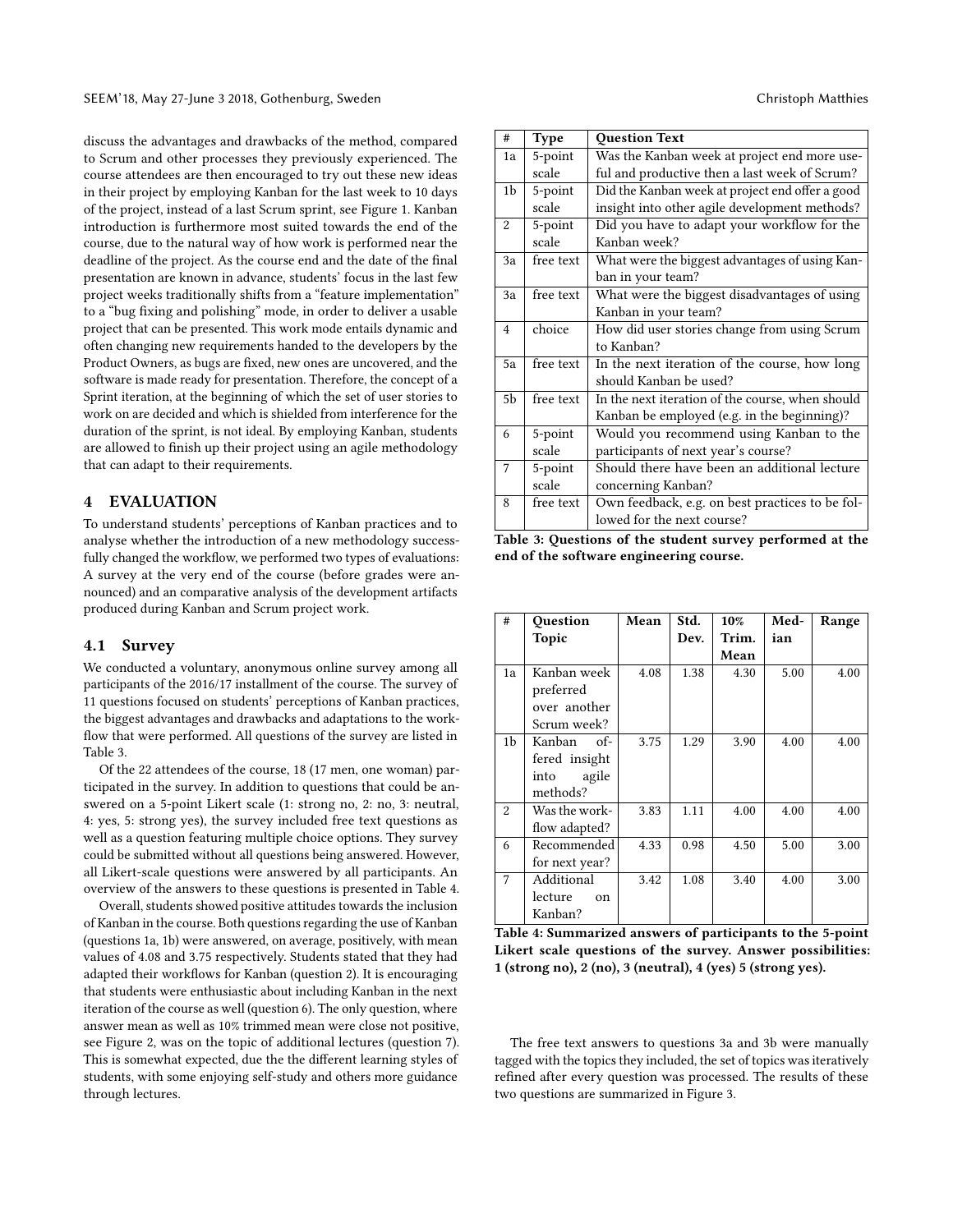discuss the advantages and drawbacks of the method, compared to Scrum and other processes they previously experienced. The course attendees are then encouraged to try out these new ideas in their project by employing Kanban for the last week to 10 days of the project, instead of a last Scrum sprint, see Figure 1. Kanban introduction is furthermore most suited towards the end of the course, due to the natural way of how work is performed near the deadline of the project. As the course end and the date of the final presentation are known in advance, students' focus in the last few project weeks traditionally shifts from a "feature implementation" to a "bug fixing and polishing" mode, in order to deliver a usable project that can be presented. This work mode entails dynamic and often changing new requirements handed to the developers by the Product Owners, as bugs are fixed, new ones are uncovered, and the software is made ready for presentation. Therefore, the concept of a Sprint iteration, at the beginning of which the set of user stories to work on are decided and which is shielded from interference for the duration of the sprint, is not ideal. By employing Kanban, students are allowed to finish up their project using an agile methodology that can adapt to their requirements.

## 4 EVALUATION

To understand students' perceptions of Kanban practices and to analyse whether the introduction of a new methodology successfully changed the workflow, we performed two types of evaluations: A survey at the very end of the course (before grades were announced) and an comparative analysis of the development artifacts produced during Kanban and Scrum project work.

### 4.1 Survey

We conducted a voluntary, anonymous online survey among all participants of the 2016/17 installment of the course. The survey of 11 questions focused on students' perceptions of Kanban practices, the biggest advantages and drawbacks and adaptations to the workflow that were performed. All questions of the survey are listed in Table 3.

Of the 22 attendees of the course, 18 (17 men, one woman) participated in the survey. In addition to questions that could be answered on a 5-point Likert scale (1: strong no, 2: no, 3: neutral, 4: yes, 5: strong yes), the survey included free text questions as well as a question featuring multiple choice options. They survey could be submitted without all questions being answered. However, all Likert-scale questions were answered by all participants. An overview of the answers to these questions is presented in Table 4.

Overall, students showed positive attitudes towards the inclusion of Kanban in the course. Both questions regarding the use of Kanban (questions 1a, 1b) were answered, on average, positively, with mean values of 4.08 and 3.75 respectively. Students stated that they had adapted their workflows for Kanban (question 2). It is encouraging that students were enthusiastic about including Kanban in the next iteration of the course as well (question 6). The only question, where answer mean as well as 10% trimmed mean were close not positive, see Figure 2, was on the topic of additional lectures (question 7). This is somewhat expected, due the the different learning styles of students, with some enjoying self-study and others more guidance through lectures.

| # | Type | Question Text |
|---|---|---|
| 1a | 5-point scale | Was the Kanban week at project end more useful and productive then a last week of Scrum? |
| 1b | 5-point scale | Did the Kanban week at project end offer a good insight into other agile development methods? |
| 2 | 5-point scale | Did you have to adapt your workflow for the Kanban week? |
| 3a | free text | What were the biggest advantages of using Kanban in your team? |
| 3a | free text | What were the biggest disadvantages of using Kanban in your team? |
| 4 | choice | How did user stories change from using Scrum to Kanban? |
| 5a | free text | In the next iteration of the course, how long should Kanban be used? |
| 5b | free text | In the next iteration of the course, when should Kanban be employed (e.g. in the beginning)? |
| 6 | 5-point scale | Would you recommend using Kanban to the participants of next year's course? |
| 7 | 5-point scale | Should there have been an additional lecture concerning Kanban? |
| 8 | free text | Own feedback, e.g. on best practices to be followed for the next course? |

**Table 3: Questions of the student survey performed at the end of the software engineering course.**

| # | Question Topic | Mean | Std. Dev. | 10% Trim. Mean | Median | Range |
|---|---|---|---|---|---|---|
| 1a | Kanban week preferred over another Scrum week? | 4.08 | 1.38 | 4.30 | 5.00 | 4.00 |
| 1b | Kanban offered insight into agile methods? | 3.75 | 1.29 | 3.90 | 4.00 | 4.00 |
| 2 | Was the workflow adapted? | 3.83 | 1.11 | 4.00 | 4.00 | 4.00 |
| 6 | Recommended for next year? | 4.33 | 0.98 | 4.50 | 5.00 | 3.00 |
| 7 | Additional lecture on Kanban? | 3.42 | 1.08 | 3.40 | 4.00 | 3.00 |

**Table 4: Summarized answers of participants to the 5-point Likert scale questions of the survey. Answer possibilities: 1 (strong no), 2 (no), 3 (neutral), 4 (yes) 5 (strong yes).**

The free text answers to questions 3a and 3b were manually tagged with the topics they included, the set of topics was iteratively refined after every question was processed. The results of these two questions are summarized in Figure 3.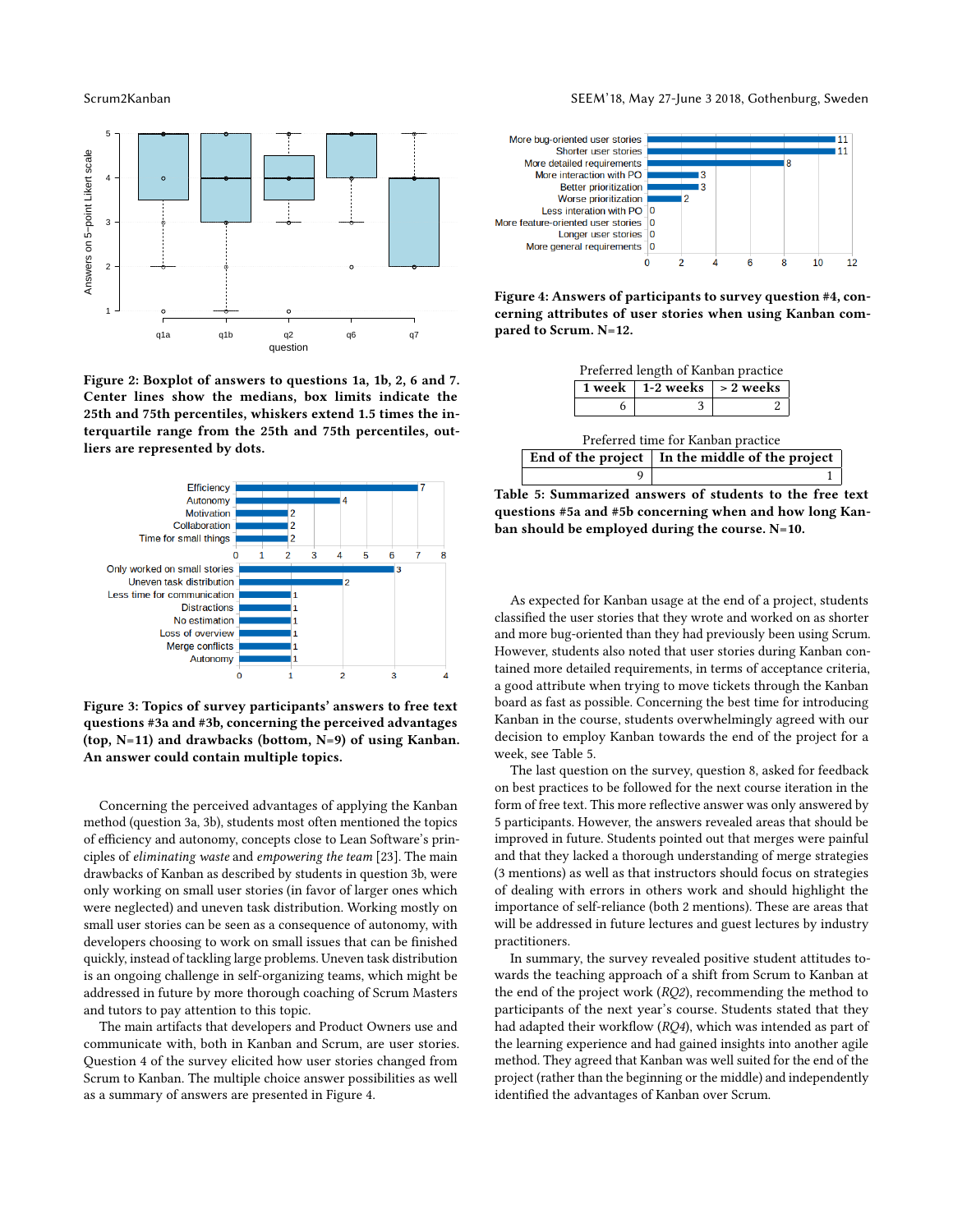Figure 2: Boxplot of answers to questions 1a, 1b, 2, 6 and 7. Center lines show the medians, box limits indicate the 25th and 75th percentiles, whiskers extend 1.5 times the interquartile range from the 25th and 75th percentiles, outliers are represented by dots.

Figure 3: Topics of survey participants' answers to free text questions #3a and #3b, concerning the perceived advantages (top, N=11) and drawbacks (bottom, N=9) of using Kanban. An answer could contain multiple topics.

Concerning the perceived advantages of applying the Kanban method (question 3a, 3b), students most often mentioned the topics of efficiency and autonomy, concepts close to Lean Software's principles of *eliminating waste* and *empowering the team* [23]. The main drawbacks of Kanban as described by students in question 3b, were only working on small user stories (in favor of larger ones which were neglected) and uneven task distribution. Working mostly on small user stories can be seen as a consequence of autonomy, with developers choosing to work on small issues that can be finished quickly, instead of tackling large problems. Uneven task distribution is an ongoing challenge in self-organizing teams, which might be addressed in future by more thorough coaching of Scrum Masters and tutors to pay attention to this topic.

The main artifacts that developers and Product Owners use and communicate with, both in Kanban and Scrum, are user stories. Question 4 of the survey elicited how user stories changed from Scrum to Kanban. The multiple choice answer possibilities as well as a summary of answers are presented in Figure 4.

Figure 4: Answers of participants to survey question #4, concerning attributes of user stories when using Kanban compared to Scrum. N=12.

Preferred length of Kanban practice

| 1 week | 1-2 weeks | > 2 weeks |
|---|---|---|
| 6 | 3 | 2 |

Preferred time for Kanban practice

| End of the project | In the middle of the project |
|---|---|
| 9 | 1 |

Table 5: Summarized answers of students to the free text questions #5a and #5b concerning when and how long Kanban should be employed during the course. N=10.

As expected for Kanban usage at the end of a project, students classified the user stories that they wrote and worked on as shorter and more bug-oriented than they had previously been using Scrum. However, students also noted that user stories during Kanban contained more detailed requirements, in terms of acceptance criteria, a good attribute when trying to move tickets through the Kanban board as fast as possible. Concerning the best time for introducing Kanban in the course, students overwhelmingly agreed with our decision to employ Kanban towards the end of the project for a week, see Table 5.

The last question on the survey, question 8, asked for feedback on best practices to be followed for the next course iteration in the form of free text. This more reflective answer was only answered by 5 participants. However, the answers revealed areas that should be improved in future. Students pointed out that merges were painful and that they lacked a thorough understanding of merge strategies (3 mentions) as well as that instructors should focus on strategies of dealing with errors in others work and should highlight the importance of self-reliance (both 2 mentions). These are areas that will be addressed in future lectures and guest lectures by industry practitioners.

In summary, the survey revealed positive student attitudes towards the teaching approach of a shift from Scrum to Kanban at the end of the project work (*RQ2*), recommending the method to participants of the next year's course. Students stated that they had adapted their workflow (*RQ4*), which was intended as part of the learning experience and had gained insights into another agile method. They agreed that Kanban was well suited for the end of the project (rather than the beginning or the middle) and independently identified the advantages of Kanban over Scrum.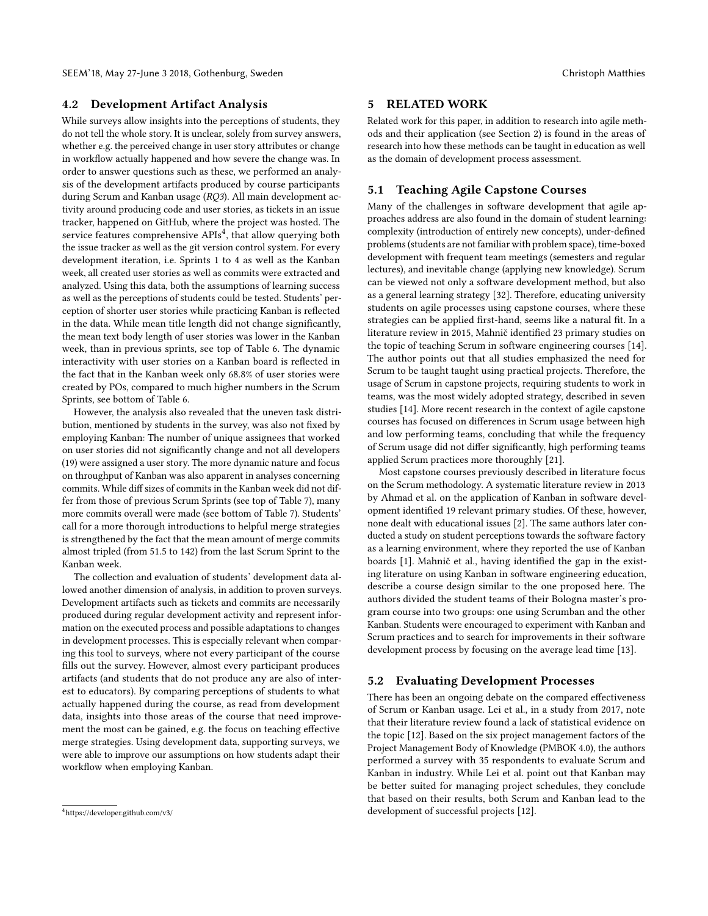### 4.2 Development Artifact Analysis

While surveys allow insights into the perceptions of students, they do not tell the whole story. It is unclear, solely from survey answers, whether e.g. the perceived change in user story attributes or change in workflow actually happened and how severe the change was. In order to answer questions such as these, we performed an analysis of the development artifacts produced by course participants during Scrum and Kanban usage (*RQ3*). All main development activity around producing code and user stories, as tickets in an issue tracker, happened on GitHub, where the project was hosted. The service features comprehensive APIs[4], that allow querying both the issue tracker as well as the git version control system. For every development iteration, i.e. Sprints 1 to 4 as well as the Kanban week, all created user stories as well as commits were extracted and analyzed. Using this data, both the assumptions of learning success as well as the perceptions of students could be tested. Students' perception of shorter user stories while practicing Kanban is reflected in the data. While mean title length did not change significantly, the mean text body length of user stories was lower in the Kanban week, than in previous sprints, see top of Table 6. The dynamic interactivity with user stories on a Kanban board is reflected in the fact that in the Kanban week only 68.8% of user stories were created by POs, compared to much higher numbers in the Scrum Sprints, see bottom of Table 6.

However, the analysis also revealed that the uneven task distribution, mentioned by students in the survey, was also not fixed by employing Kanban: The number of unique assignees that worked on user stories did not significantly change and not all developers (19) were assigned a user story. The more dynamic nature and focus on throughput of Kanban was also apparent in analyses concerning commits. While diff sizes of commits in the Kanban week did not differ from those of previous Scrum Sprints (see top of Table 7), many more commits overall were made (see bottom of Table 7). Students' call for a more thorough introductions to helpful merge strategies is strengthened by the fact that the mean amount of merge commits almost tripled (from 51.5 to 142) from the last Scrum Sprint to the Kanban week.

The collection and evaluation of students' development data allowed another dimension of analysis, in addition to proven surveys. Development artifacts such as tickets and commits are necessarily produced during regular development activity and represent information on the executed process and possible adaptations to changes in development processes. This is especially relevant when comparing this tool to surveys, where not every participant of the course fills out the survey. However, almost every participant produces artifacts (and students that do not produce any are also of interest to educators). By comparing perceptions of students to what actually happened during the course, as read from development data, insights into those areas of the course that need improvement the most can be gained, e.g. the focus on teaching effective merge strategies. Using development data, supporting surveys, we were able to improve our assumptions on how students adapt their workflow when employing Kanban.

[4] https://developer.github.com/v3/

## 5 RELATED WORK

Related work for this paper, in addition to research into agile methods and their application (see Section 2) is found in the areas of research into how these methods can be taught in education as well as the domain of development process assessment.

### 5.1 Teaching Agile Capstone Courses

Many of the challenges in software development that agile approaches address are also found in the domain of student learning: complexity (introduction of entirely new concepts), under-defined problems (students are not familiar with problem space), time-boxed development with frequent team meetings (semesters and regular lectures), and inevitable change (applying new knowledge). Scrum can be viewed not only a software development method, but also as a general learning strategy [32]. Therefore, educating university students on agile processes using capstone courses, where these strategies can be applied first-hand, seems like a natural fit. In a literature review in 2015, Mahnič identified 23 primary studies on the topic of teaching Scrum in software engineering courses [14]. The author points out that all studies emphasized the need for Scrum to be taught taught using practical projects. Therefore, the usage of Scrum in capstone projects, requiring students to work in teams, was the most widely adopted strategy, described in seven studies [14]. More recent research in the context of agile capstone courses has focused on differences in Scrum usage between high and low performing teams, concluding that while the frequency of Scrum usage did not differ significantly, high performing teams applied Scrum practices more thoroughly [21].

Most capstone courses previously described in literature focus on the Scrum methodology. A systematic literature review in 2013 by Ahmad et al. on the application of Kanban in software development identified 19 relevant primary studies. Of these, however, none dealt with educational issues [2]. The same authors later conducted a study on student perceptions towards the software factory as a learning environment, where they reported the use of Kanban boards [1]. Mahnič et al., having identified the gap in the existing literature on using Kanban in software engineering education, describe a course design similar to the one proposed here. The authors divided the student teams of their Bologna master's program course into two groups: one using Scrumban and the other Kanban. Students were encouraged to experiment with Kanban and Scrum practices and to search for improvements in their software development process by focusing on the average lead time [13].

### 5.2 Evaluating Development Processes

There has been an ongoing debate on the compared effectiveness of Scrum or Kanban usage. Lei et al., in a study from 2017, note that their literature review found a lack of statistical evidence on the topic [12]. Based on the six project management factors of the Project Management Body of Knowledge (PMBOK 4.0), the authors performed a survey with 35 respondents to evaluate Scrum and Kanban in industry. While Lei et al. point out that Kanban may be better suited for managing project schedules, they conclude that based on their results, both Scrum and Kanban lead to the development of successful projects [12].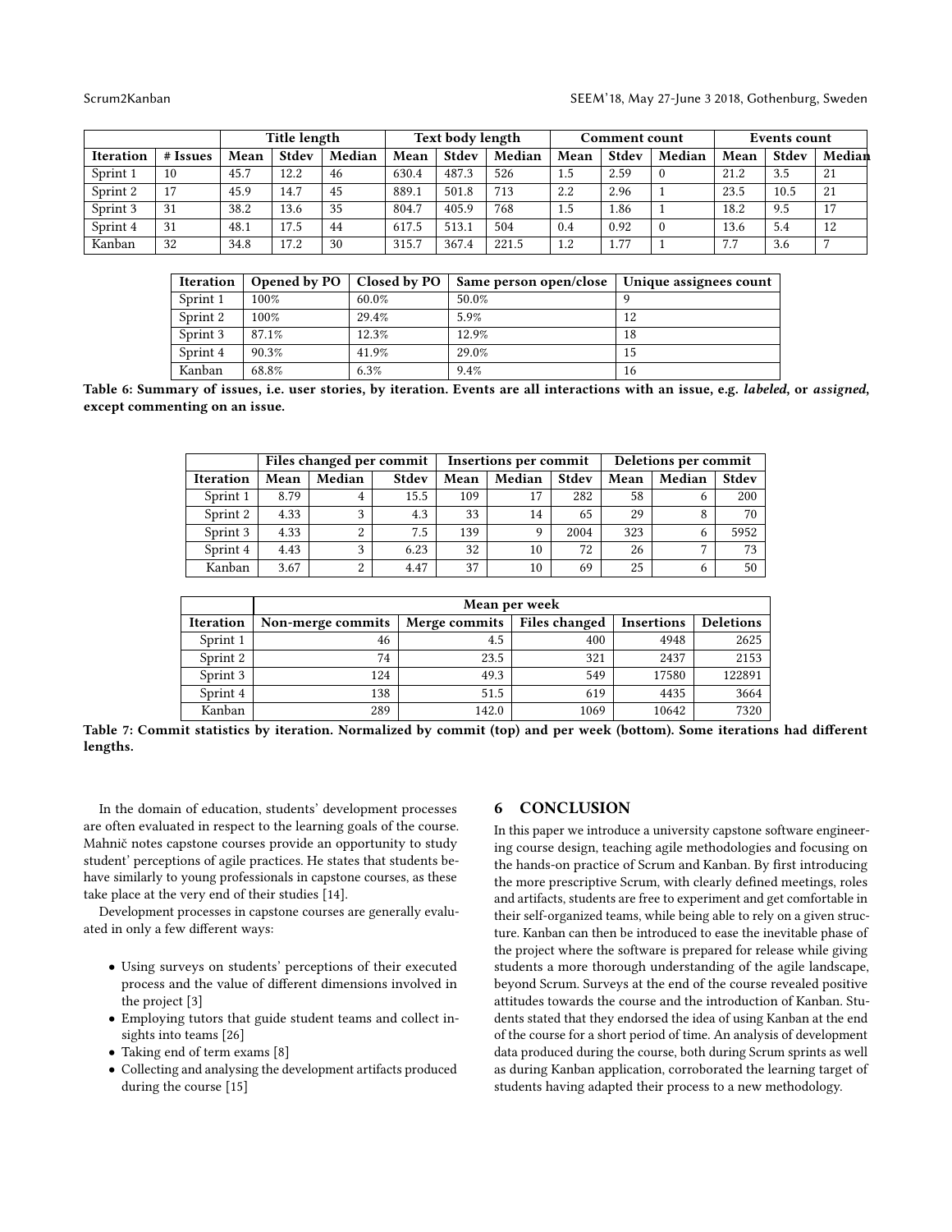| | | Title length | | | Text body length | | | Comment count | | | Events count | | |
|---|---|---|---|---|---|---|---|---|---|---|---|---|---|
| Iteration | # Issues | Mean | Stdev | Median | Mean | Stdev | Median | Mean | Stdev | Median | Mean | Stdev | Median |
| Sprint 1 | 10 | 45.7 | 12.2 | 46 | 630.4 | 487.3 | 526 | 1.5 | 2.59 | 0 | 21.2 | 3.5 | 21 |
| Sprint 2 | 17 | 45.9 | 14.7 | 45 | 889.1 | 501.8 | 713 | 2.2 | 2.96 | 1 | 23.5 | 10.5 | 21 |
| Sprint 3 | 31 | 38.2 | 13.6 | 35 | 804.7 | 405.9 | 768 | 1.5 | 1.86 | 1 | 18.2 | 9.5 | 17 |
| Sprint 4 | 31 | 48.1 | 17.5 | 44 | 617.5 | 513.1 | 504 | 0.4 | 0.92 | 0 | 13.6 | 5.4 | 12 |
| Kanban | 32 | 34.8 | 17.2 | 30 | 315.7 | 367.4 | 221.5 | 1.2 | 1.77 | 1 | 7.7 | 3.6 | 7 |

| Iteration | Opened by PO | Closed by PO | Same person open/close | Unique assignees count |
|---|---|---|---|---|
| Sprint 1 | 100% | 60.0% | 50.0% | 9 |
| Sprint 2 | 100% | 29.4% | 5.9% | 12 |
| Sprint 3 | 87.1% | 12.3% | 12.9% | 18 |
| Sprint 4 | 90.3% | 41.9% | 29.0% | 15 |
| Kanban | 68.8% | 6.3% | 9.4% | 16 |

**Table 6: Summary of issues, i.e. user stories, by iteration. Events are all interactions with an issue, e.g. *labeled*, or *assigned*, except commenting on an issue.**

| | Files changed per commit | | | Insertions per commit | | | Deletions per commit | | |
|---|---|---|---|---|---|---|---|---|---|
| Iteration | Mean | Median | Stdev | Mean | Median | Stdev | Mean | Median | Stdev |
| Sprint 1 | 8.79 | 4 | 15.5 | 109 | 17 | 282 | 58 | 6 | 200 |
| Sprint 2 | 4.33 | 3 | 4.3 | 33 | 14 | 65 | 29 | 8 | 70 |
| Sprint 3 | 4.33 | 2 | 7.5 | 139 | 9 | 2004 | 323 | 6 | 5952 |
| Sprint 4 | 4.43 | 3 | 6.23 | 32 | 10 | 72 | 26 | 7 | 73 |
| Kanban | 3.67 | 2 | 4.47 | 37 | 10 | 69 | 25 | 6 | 50 |

| | Mean per week | | | | |
|---|---|---|---|---|---|
| Iteration | Non-merge commits | Merge commits | Files changed | Insertions | Deletions |
| Sprint 1 | 46 | 4.5 | 400 | 4948 | 2625 |
| Sprint 2 | 74 | 23.5 | 321 | 2437 | 2153 |
| Sprint 3 | 124 | 49.3 | 549 | 17580 | 122891 |
| Sprint 4 | 138 | 51.5 | 619 | 4435 | 3664 |
| Kanban | 289 | 142.0 | 1069 | 10642 | 7320 |

**Table 7: Commit statistics by iteration. Normalized by commit (top) and per week (bottom). Some iterations had different lengths.**

In the domain of education, students' development processes are often evaluated in respect to the learning goals of the course. Mahnič notes capstone courses provide an opportunity to study student' perceptions of agile practices. He states that students behave similarly to young professionals in capstone courses, as these take place at the very end of their studies [14].

Development processes in capstone courses are generally evaluated in only a few different ways:

- Using surveys on students' perceptions of their executed process and the value of different dimensions involved in the project [3]
- Employing tutors that guide student teams and collect insights into teams [26]
- Taking end of term exams [8]
- Collecting and analysing the development artifacts produced during the course [15]

## 6 CONCLUSION

In this paper we introduce a university capstone software engineering course design, teaching agile methodologies and focusing on the hands-on practice of Scrum and Kanban. By first introducing the more prescriptive Scrum, with clearly defined meetings, roles and artifacts, students are free to experiment and get comfortable in their self-organized teams, while being able to rely on a given structure. Kanban can then be introduced to ease the inevitable phase of the project where the software is prepared for release while giving students a more thorough understanding of the agile landscape, beyond Scrum. Surveys at the end of the course revealed positive attitudes towards the course and the introduction of Kanban. Students stated that they endorsed the idea of using Kanban at the end of the course for a short period of time. An analysis of development data produced during the course, both during Scrum sprints as well as during Kanban application, corroborated the learning target of students having adapted their process to a new methodology.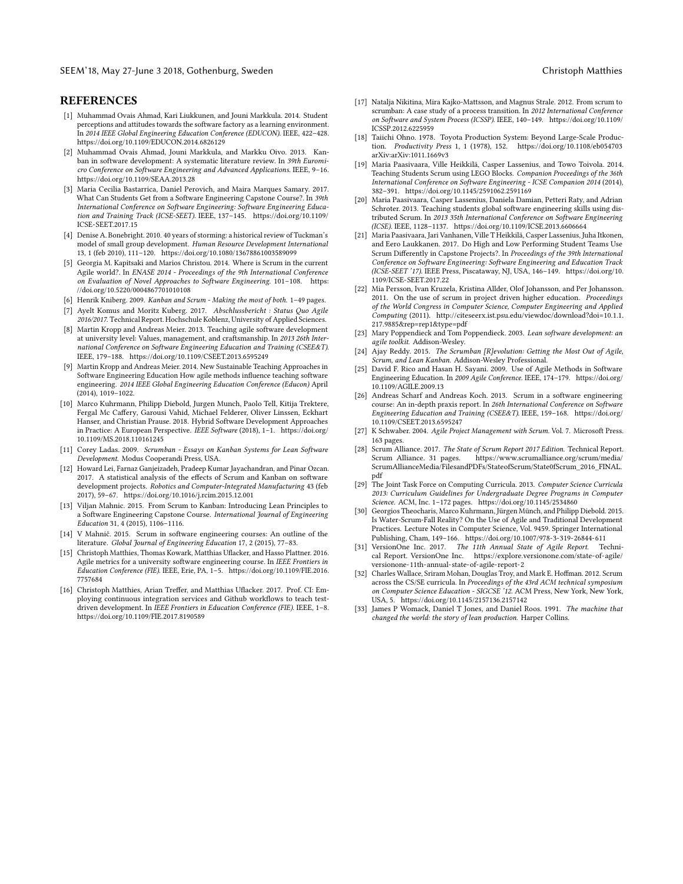## REFERENCES

- [1] Muhammad Ovais Ahmad, Kari Liukkunen, and Jouni Markkula. 2014. Student perceptions and attitudes towards the software factory as a learning environment. In *2014 IEEE Global Engineering Education Conference (EDUCON)*. IEEE, 422–428. https://doi.org/10.1109/EDUCON.2014.6826129
- [2] Muhammad Ovais Ahmad, Jouni Markkula, and Markku Oivo. 2013. Kanban in software development: A systematic literature review. In *39th Euromicro Conference on Software Engineering and Advanced Applications*. IEEE, 9–16. https://doi.org/10.1109/SEAA.2013.28
- [3] Maria Cecilia Bastarrica, Daniel Perovich, and Maira Marques Samary. 2017. What Can Students Get from a Software Engineering Capstone Course?. In *39th International Conference on Software Engineering: Software Engineering Education and Training Track (ICSE-SEET)*. IEEE, 137–145. https://doi.org/10.1109/ICSE-SEET.2017.15
- [4] Denise A. Bonebright. 2010. 40 years of storming: a historical review of Tuckman's model of small group development. *Human Resource Development International* 13, 1 (feb 2010), 111–120. https://doi.org/10.1080/13678861003589099
- [5] Georgia M. Kapitsaki and Marios Christou. 2014. Where is Scrum in the current Agile world?. In *ENASE 2014 - Proceedings of the 9th International Conference on Evaluation of Novel Approaches to Software Engineering*. 101–108. https://doi.org/10.5220/0004867701010108
- [6] Henrik Kniberg. 2009. *Kanban and Scrum - Making the most of both*. 1–49 pages.
- [7] Ayelt Komus and Moritz Kuberg. 2017. *Abschlussbericht : Status Quo Agile 2016/2017*. Technical Report. Hochschule Koblenz, University of Applied Sciences.
- [8] Martin Kropp and Andreas Meier. 2013. Teaching agile software development at university level: Values, management, and craftsmanship. In *2013 26th International Conference on Software Engineering Education and Training (CSEE&T)*. IEEE, 179–188. https://doi.org/10.1109/CSEET.2013.6595249
- [9] Martin Kropp and Andreas Meier. 2014. New Sustainable Teaching Approaches in Software Engineering Education How agile methods influence teaching software engineering. *2014 IEEE Global Engineering Education Conference (Educon)* April (2014), 1019–1022.
- [10] Marco Kuhrmann, Philipp Diebold, Jurgen Munch, Paolo Tell, Kitija Trektere, Fergal Mc Caffery, Garousi Vahid, Michael Felderer, Oliver Linssen, Eckhart Hanser, and Christian Prause. 2018. Hybrid Software Development Approaches in Practice: A European Perspective. *IEEE Software* (2018), 1–1. https://doi.org/10.1109/MS.2018.110161245
- [11] Corey Ladas. 2009. *Scrumban - Essays on Kanban Systems for Lean Software Development*. Modus Cooperandi Press, USA.
- [12] Howard Lei, Farnaz Ganjeizadeh, Pradeep Kumar Jayachandran, and Pinar Ozcan. 2017. A statistical analysis of the effects of Scrum and Kanban on software development projects. *Robotics and Computer-Integrated Manufacturing* 43 (feb 2017), 59–67. https://doi.org/10.1016/j.rcim.2015.12.001
- [13] Viljan Mahnic. 2015. From Scrum to Kanban: Introducing Lean Principles to a Software Engineering Capstone Course. *International Journal of Engineering Education* 31, 4 (2015), 1106–1116.
- [14] V Mahnič. 2015. Scrum in software engineering courses: An outline of the literature. *Global Journal of Engineering Education* 17, 2 (2015), 77–83.
- [15] Christoph Matthies, Thomas Kowark, Matthias Uflacker, and Hasso Plattner. 2016. Agile metrics for a university software engineering course. In *IEEE Frontiers in Education Conference (FIE)*. IEEE, Erie, PA, 1–5. https://doi.org/10.1109/FIE.2016.7757684
- [16] Christoph Matthies, Arian Treffer, and Matthias Uflacker. 2017. Prof. CI: Employing continuous integration services and Github workflows to teach test-driven development. In *IEEE Frontiers in Education Conference (FIE)*. IEEE, 1–8. https://doi.org/10.1109/FIE.2017.8190589
- [17] Natalja Nikitina, Mira Kajko-Mattsson, and Magnus Strale. 2012. From scrum to scrumban: A case study of a process transition. In *2012 International Conference on Software and System Process (ICSSP)*. IEEE, 140–149. https://doi.org/10.1109/ICSSP.2012.6225959
- [18] Taiichi Ohno. 1978. Toyota Production System: Beyond Large-Scale Production. *Productivity Press* 1, 1 (1978), 152. https://doi.org/10.1108/eb054703 arXiv:arXiv:1011.1669v3
- [19] Maria Paasivaara, Ville Heikkilä, Casper Lassenius, and Towo Toivola. 2014. Teaching Students Scrum using LEGO Blocks. *Companion Proceedings of the 36th International Conference on Software Engineering - ICSE Companion 2014* (2014), 382–391. https://doi.org/10.1145/2591062.2591169
- [20] Maria Paasivaara, Casper Lassenius, Daniela Damian, Petteri Raty, and Adrian Schroter. 2013. Teaching students global software engineering skills using distributed Scrum. In *2013 35th International Conference on Software Engineering (ICSE)*. IEEE, 1128–1137. https://doi.org/10.1109/ICSE.2013.6606664
- [21] Maria Paasivaara, Jari Vanhanen, Ville T Heikkilä, Casper Lassenius, Juha Itkonen, and Eero Laukkanen. 2017. Do High and Low Performing Student Teams Use Scrum Differently in Capstone Projects?. In *Proceedings of the 39th International Conference on Software Engineering: Software Engineering and Education Track (ICSE-SEET '17)*. IEEE Press, Piscataway, NJ, USA, 146–149. https://doi.org/10.1109/ICSE-SEET.2017.22
- [22] Mia Persson, Ivan Kruzela, Kristina Allder, Olof Johansson, and Per Johansson. 2011. On the use of scrum in project driven higher education. *Proceedings of the World Congress in Computer Science, Computer Engineering and Applied Computing* (2011). http://citeseerx.ist.psu.edu/viewdoc/download?doi=10.1.1.217.9885&rep=rep1&type=pdf
- [23] Mary Poppendieck and Tom Poppendieck. 2003. *Lean software development: an agile toolkit*. Addison-Wesley.
- [24] Ajay Reddy. 2015. *The Scrumban [R]evolution: Getting the Most Out of Agile, Scrum, and Lean Kanban*. Addison-Wesley Professional.
- [25] David F. Rico and Hasan H. Sayani. 2009. Use of Agile Methods in Software Engineering Education. In *2009 Agile Conference*. IEEE, 174–179. https://doi.org/10.1109/AGILE.2009.13
- [26] Andreas Scharf and Andreas Koch. 2013. Scrum in a software engineering course: An in-depth praxis report. In *26th International Conference on Software Engineering Education and Training (CSEE&T)*. IEEE, 159–168. https://doi.org/10.1109/CSEET.2013.6595247
- [27] K Schwaber. 2004. *Agile Project Management with Scrum*. Vol. 7. Microsoft Press. 163 pages.
- [28] Scrum Alliance. 2017. *The State of Scrum Report 2017 Edition*. Technical Report. Scrum Alliance. 31 pages. https://www.scrumalliance.org/scrum/media/ScrumAllianceMedia/FilesandPDFs/StateofScrum/State0fScrum_2016_FINAL.pdf
- [29] The Joint Task Force on Computing Curricula. 2013. *Computer Science Curricula 2013: Curriculum Guidelines for Undergraduate Degree Programs in Computer Science*. ACM, Inc. 1–172 pages. https://doi.org/10.1145/2534860
- [30] Georgios Theocharis, Marco Kuhrmann, Jürgen Münch, and Philipp Diebold. 2015. Is Water-Scrum-Fall Reality? On the Use of Agile and Traditional Development Practices. Lecture Notes in Computer Science, Vol. 9459. Springer International Publishing, Cham, 149–166. https://doi.org/10.1007/978-3-319-26844-611
- [31] VersionOne Inc. 2017. *The 11th Annual State of Agile Report*. Technical Report. VersionOne Inc. https://explore.versionone.com/state-of-agile/versionone-11th-annual-state-of-agile-report-2
- [32] Charles Wallace, Sriram Mohan, Douglas Troy, and Mark E. Hoffman. 2012. Scrum across the CS/SE curricula. In *Proceedings of the 43rd ACM technical symposium on Computer Science Education - SIGCSE '12*. ACM Press, New York, New York, USA, 5. https://doi.org/10.1145/2157136.2157142
- [33] James P Womack, Daniel T Jones, and Daniel Roos. 1991. *The machine that changed the world: the story of lean production*. Harper Collins.